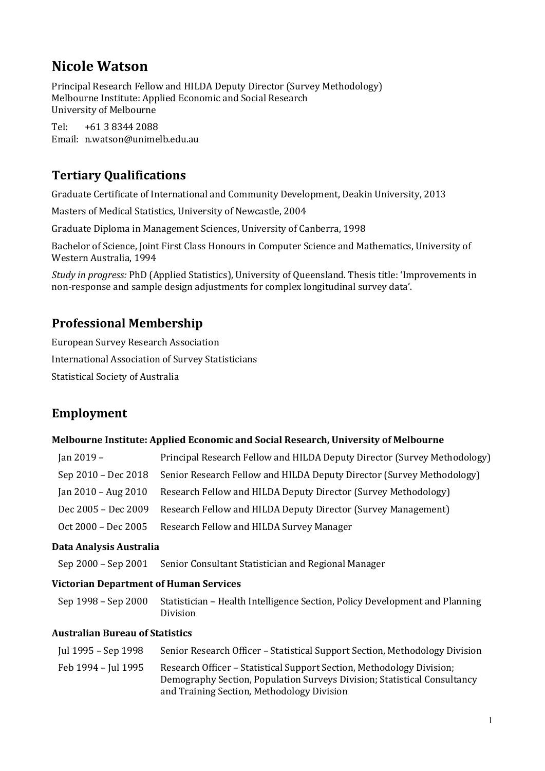# Nicole Watson

Principal Research Fellow and HILDA Deputy Director (Survey Methodology)
Melbourne Institute: Applied Economic and Social Research
University of Melbourne

Tel: +61 3 8344 2088
Email: n.watson@unimelb.edu.au

## Tertiary Qualifications

Graduate Certificate of International and Community Development, Deakin University, 2013

Masters of Medical Statistics, University of Newcastle, 2004

Graduate Diploma in Management Sciences, University of Canberra, 1998

Bachelor of Science, Joint First Class Honours in Computer Science and Mathematics, University of Western Australia, 1994

*Study in progress:* PhD (Applied Statistics), University of Queensland. Thesis title: 'Improvements in non-response and sample design adjustments for complex longitudinal survey data'.

## Professional Membership

European Survey Research Association

International Association of Survey Statisticians

Statistical Society of Australia

## Employment

**Melbourne Institute: Applied Economic and Social Research, University of Melbourne**

| | |
|---|---|
| Jan 2019 – | Principal Research Fellow and HILDA Deputy Director (Survey Methodology) |
| Sep 2010 – Dec 2018 | Senior Research Fellow and HILDA Deputy Director (Survey Methodology) |
| Jan 2010 – Aug 2010 | Research Fellow and HILDA Deputy Director (Survey Methodology) |
| Dec 2005 – Dec 2009 | Research Fellow and HILDA Deputy Director (Survey Management) |
| Oct 2000 – Dec 2005 | Research Fellow and HILDA Survey Manager |

**Data Analysis Australia**

| | |
|---|---|
| Sep 2000 – Sep 2001 | Senior Consultant Statistician and Regional Manager |

**Victorian Department of Human Services**

| | |
|---|---|
| Sep 1998 – Sep 2000 | Statistician – Health Intelligence Section, Policy Development and Planning Division |

**Australian Bureau of Statistics**

| | |
|---|---|
| Jul 1995 – Sep 1998 | Senior Research Officer – Statistical Support Section, Methodology Division |
| Feb 1994 – Jul 1995 | Research Officer – Statistical Support Section, Methodology Division; Demography Section, Population Surveys Division; Statistical Consultancy and Training Section, Methodology Division |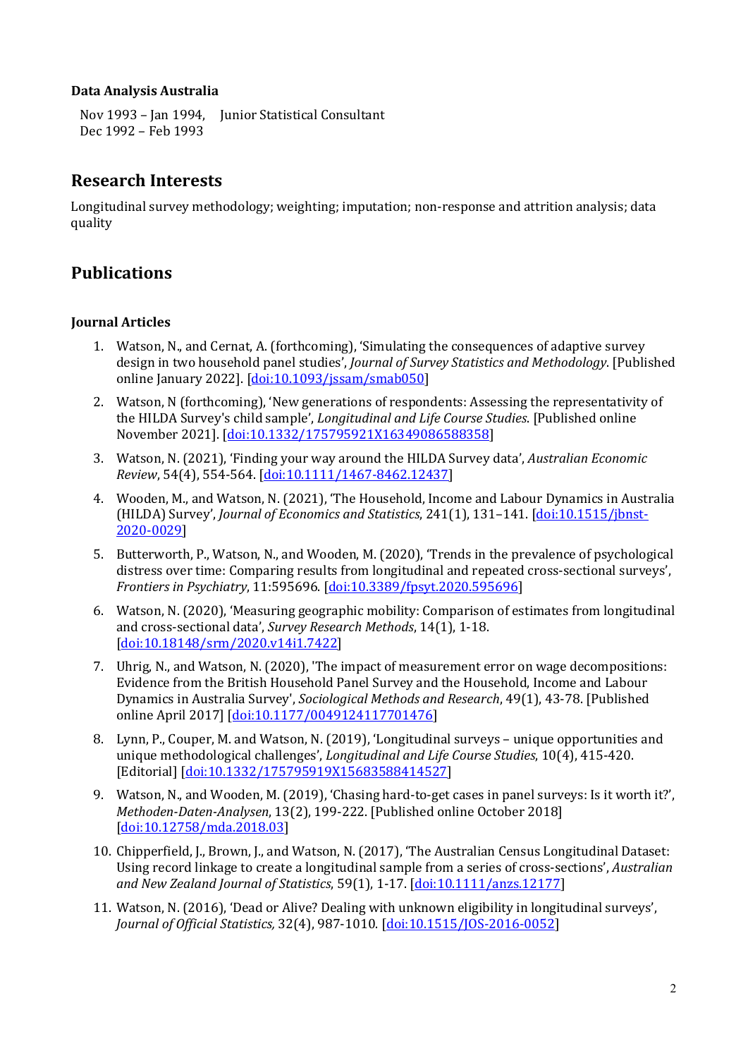**Data Analysis Australia**

Nov 1993 – Jan 1994, Junior Statistical Consultant
Dec 1992 – Feb 1993

## Research Interests

Longitudinal survey methodology; weighting; imputation; non-response and attrition analysis; data quality

## Publications

### Journal Articles

1. Watson, N., and Cernat, A. (forthcoming), 'Simulating the consequences of adaptive survey design in two household panel studies', *Journal of Survey Statistics and Methodology*. [Published online January 2022]. [doi:10.1093/jssam/smab050]

2. Watson, N (forthcoming), 'New generations of respondents: Assessing the representativity of the HILDA Survey's child sample', *Longitudinal and Life Course Studies*. [Published online November 2021]. [doi:10.1332/175795921X16349086588358]

3. Watson, N. (2021), 'Finding your way around the HILDA Survey data', *Australian Economic Review*, 54(4), 554-564. [doi:10.1111/1467-8462.12437]

4. Wooden, M., and Watson, N. (2021), 'The Household, Income and Labour Dynamics in Australia (HILDA) Survey', *Journal of Economics and Statistics*, 241(1), 131–141. [doi:10.1515/jbnst-2020-0029]

5. Butterworth, P., Watson, N., and Wooden, M. (2020), 'Trends in the prevalence of psychological distress over time: Comparing results from longitudinal and repeated cross-sectional surveys', *Frontiers in Psychiatry*, 11:595696. [doi:10.3389/fpsyt.2020.595696]

6. Watson, N. (2020), 'Measuring geographic mobility: Comparison of estimates from longitudinal and cross-sectional data', *Survey Research Methods*, 14(1), 1-18. [doi:10.18148/srm/2020.v14i1.7422]

7. Uhrig, N., and Watson, N. (2020), 'The impact of measurement error on wage decompositions: Evidence from the British Household Panel Survey and the Household, Income and Labour Dynamics in Australia Survey', *Sociological Methods and Research*, 49(1), 43-78. [Published online April 2017] [doi:10.1177/0049124117701476]

8. Lynn, P., Couper, M. and Watson, N. (2019), 'Longitudinal surveys – unique opportunities and unique methodological challenges', *Longitudinal and Life Course Studies*, 10(4), 415-420. [Editorial] [doi:10.1332/175795919X15683588414527]

9. Watson, N., and Wooden, M. (2019), 'Chasing hard-to-get cases in panel surveys: Is it worth it?', *Methoden-Daten-Analysen*, 13(2), 199-222. [Published online October 2018] [doi:10.12758/mda.2018.03]

10. Chipperfield, J., Brown, J., and Watson, N. (2017), 'The Australian Census Longitudinal Dataset: Using record linkage to create a longitudinal sample from a series of cross-sections', *Australian and New Zealand Journal of Statistics*, 59(1), 1-17. [doi:10.1111/anzs.12177]

11. Watson, N. (2016), 'Dead or Alive? Dealing with unknown eligibility in longitudinal surveys', *Journal of Official Statistics,* 32(4), 987-1010. [doi:10.1515/JOS-2016-0052]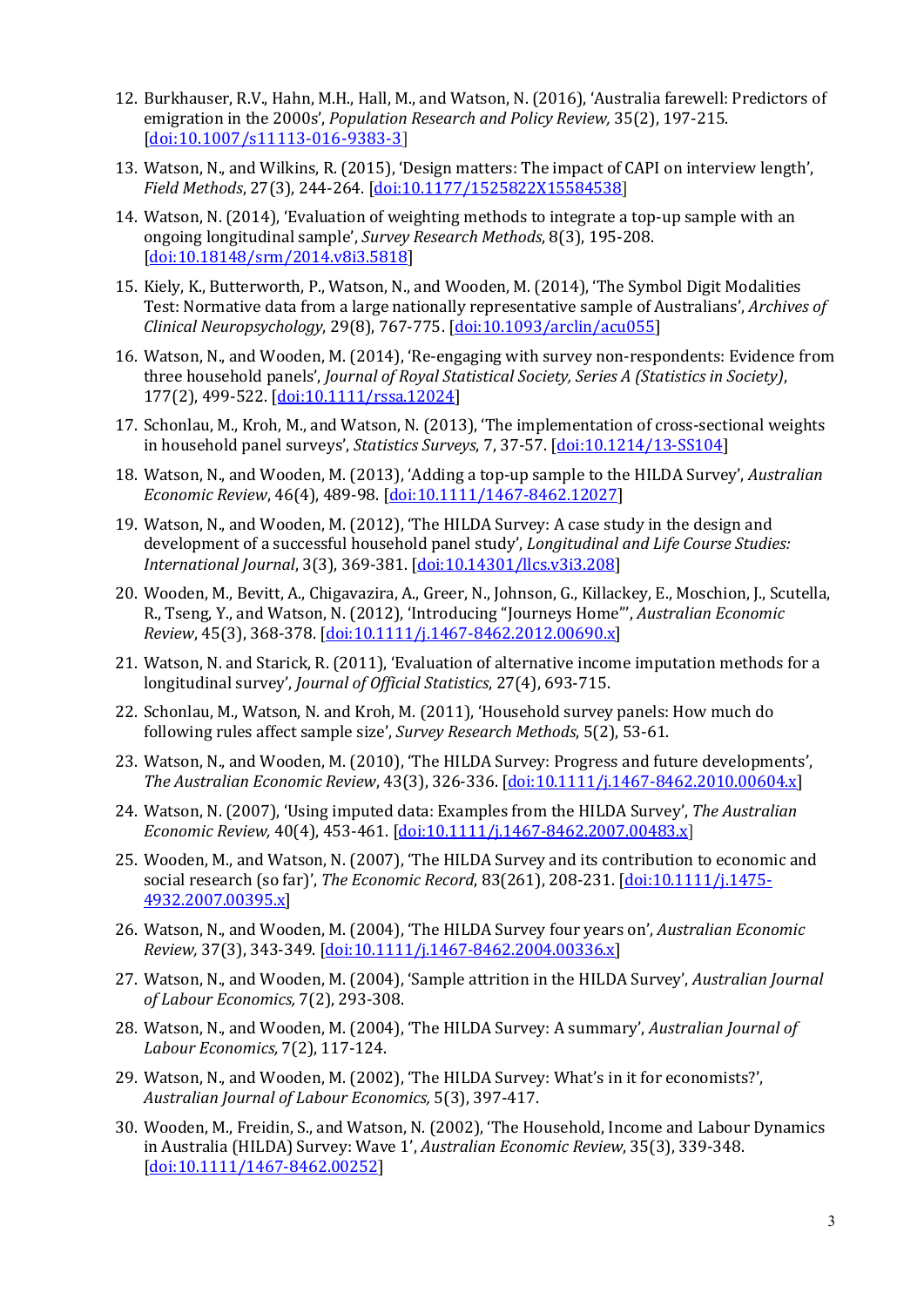12. Burkhauser, R.V., Hahn, M.H., Hall, M., and Watson, N. (2016), 'Australia farewell: Predictors of emigration in the 2000s', *Population Research and Policy Review,* 35(2), 197-215. [doi:10.1007/s11113-016-9383-3]

13. Watson, N., and Wilkins, R. (2015), 'Design matters: The impact of CAPI on interview length', *Field Methods*, 27(3), 244-264. [doi:10.1177/1525822X15584538]

14. Watson, N. (2014), 'Evaluation of weighting methods to integrate a top-up sample with an ongoing longitudinal sample', *Survey Research Methods*, 8(3), 195-208. [doi:10.18148/srm/2014.v8i3.5818]

15. Kiely, K., Butterworth, P., Watson, N., and Wooden, M. (2014), 'The Symbol Digit Modalities Test: Normative data from a large nationally representative sample of Australians', *Archives of Clinical Neuropsychology*, 29(8), 767-775. [doi:10.1093/arclin/acu055]

16. Watson, N., and Wooden, M. (2014), 'Re-engaging with survey non-respondents: Evidence from three household panels', *Journal of Royal Statistical Society, Series A (Statistics in Society)*, 177(2), 499-522. [doi:10.1111/rssa.12024]

17. Schonlau, M., Kroh, M., and Watson, N. (2013), 'The implementation of cross-sectional weights in household panel surveys', *Statistics Surveys*, 7, 37-57. [doi:10.1214/13-SS104]

18. Watson, N., and Wooden, M. (2013), 'Adding a top-up sample to the HILDA Survey', *Australian Economic Review*, 46(4), 489-98. [doi:10.1111/1467-8462.12027]

19. Watson, N., and Wooden, M. (2012), 'The HILDA Survey: A case study in the design and development of a successful household panel study', *Longitudinal and Life Course Studies: International Journal*, 3(3), 369-381. [doi:10.14301/llcs.v3i3.208]

20. Wooden, M., Bevitt, A., Chigavazira, A., Greer, N., Johnson, G., Killackey, E., Moschion, J., Scutella, R., Tseng, Y., and Watson, N. (2012), 'Introducing "Journeys Home"', *Australian Economic Review*, 45(3), 368-378. [doi:10.1111/j.1467-8462.2012.00690.x]

21. Watson, N. and Starick, R. (2011), 'Evaluation of alternative income imputation methods for a longitudinal survey', *Journal of Official Statistics*, 27(4), 693-715.

22. Schonlau, M., Watson, N. and Kroh, M. (2011), 'Household survey panels: How much do following rules affect sample size', *Survey Research Methods*, 5(2), 53-61.

23. Watson, N., and Wooden, M. (2010), 'The HILDA Survey: Progress and future developments', *The Australian Economic Review*, 43(3), 326-336. [doi:10.1111/j.1467-8462.2010.00604.x]

24. Watson, N. (2007), 'Using imputed data: Examples from the HILDA Survey', *The Australian Economic Review,* 40(4), 453-461. [doi:10.1111/j.1467-8462.2007.00483.x]

25. Wooden, M., and Watson, N. (2007), 'The HILDA Survey and its contribution to economic and social research (so far)', *The Economic Record*, 83(261), 208-231. [doi:10.1111/j.1475-4932.2007.00395.x]

26. Watson, N., and Wooden, M. (2004), 'The HILDA Survey four years on', *Australian Economic Review,* 37(3), 343-349. [doi:10.1111/j.1467-8462.2004.00336.x]

27. Watson, N., and Wooden, M. (2004), 'Sample attrition in the HILDA Survey', *Australian Journal of Labour Economics,* 7(2), 293-308.

28. Watson, N., and Wooden, M. (2004), 'The HILDA Survey: A summary', *Australian Journal of Labour Economics,* 7(2), 117-124.

29. Watson, N., and Wooden, M. (2002), 'The HILDA Survey: What's in it for economists?', *Australian Journal of Labour Economics,* 5(3), 397-417.

30. Wooden, M., Freidin, S., and Watson, N. (2002), 'The Household, Income and Labour Dynamics in Australia (HILDA) Survey: Wave 1', *Australian Economic Review*, 35(3), 339-348. [doi:10.1111/1467-8462.00252]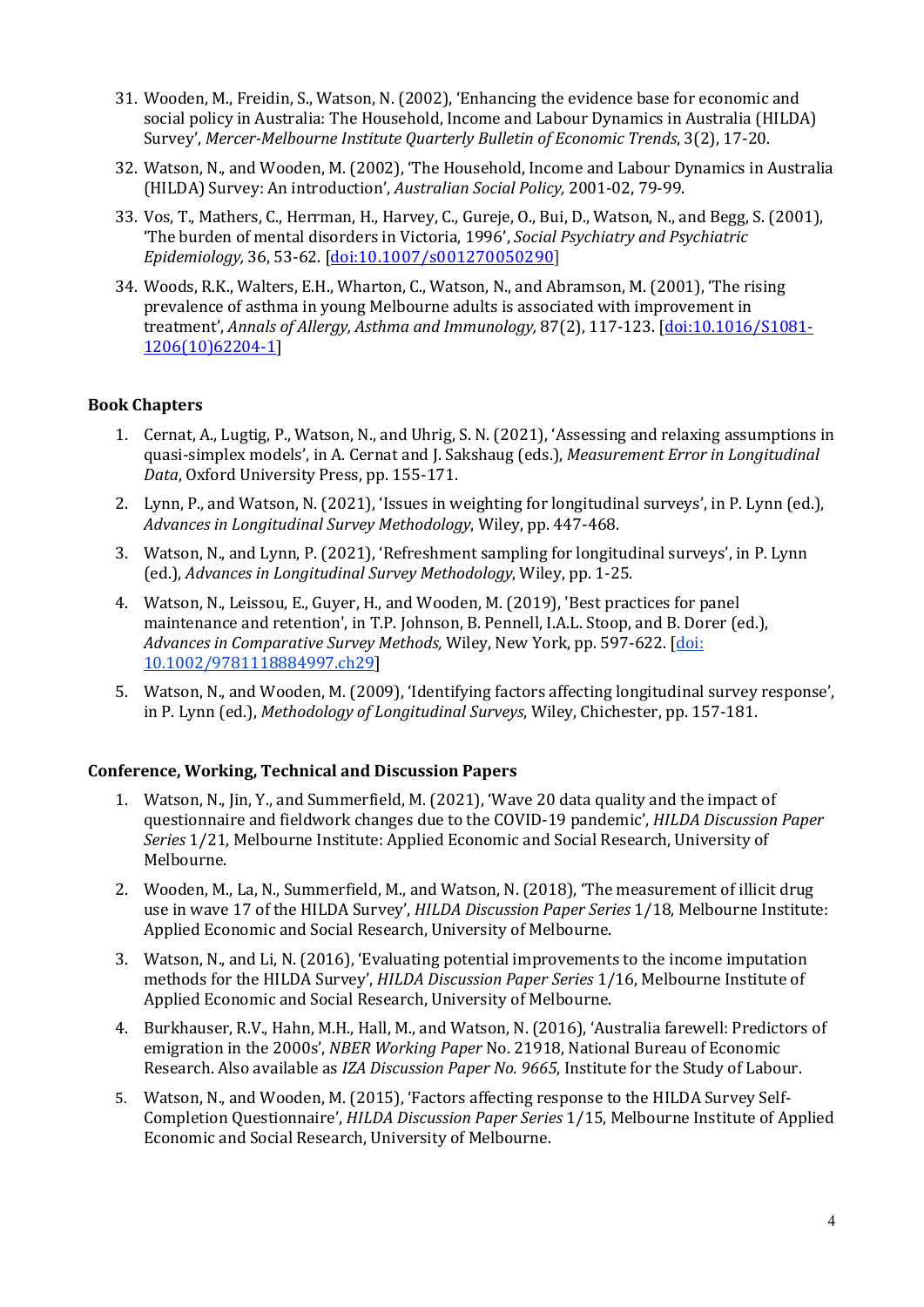31. Wooden, M., Freidin, S., Watson, N. (2002), 'Enhancing the evidence base for economic and social policy in Australia: The Household, Income and Labour Dynamics in Australia (HILDA) Survey', *Mercer-Melbourne Institute Quarterly Bulletin of Economic Trends*, 3(2), 17-20.

32. Watson, N., and Wooden, M. (2002), 'The Household, Income and Labour Dynamics in Australia (HILDA) Survey: An introduction', *Australian Social Policy,* 2001-02, 79-99.

33. Vos, T., Mathers, C., Herrman, H., Harvey, C., Gureje, O., Bui, D., Watson, N., and Begg, S. (2001), 'The burden of mental disorders in Victoria, 1996', *Social Psychiatry and Psychiatric Epidemiology,* 36, 53-62. [doi:10.1007/s001270050290]

34. Woods, R.K., Walters, E.H., Wharton, C., Watson, N., and Abramson, M. (2001), 'The rising prevalence of asthma in young Melbourne adults is associated with improvement in treatment', *Annals of Allergy, Asthma and Immunology,* 87(2), 117-123. [doi:10.1016/S1081-1206(10)62204-1]

**Book Chapters**

1. Cernat, A., Lugtig, P., Watson, N., and Uhrig, S. N. (2021), 'Assessing and relaxing assumptions in quasi-simplex models', in A. Cernat and J. Sakshaug (eds.), *Measurement Error in Longitudinal Data*, Oxford University Press, pp. 155-171.

2. Lynn, P., and Watson, N. (2021), 'Issues in weighting for longitudinal surveys', in P. Lynn (ed.), *Advances in Longitudinal Survey Methodology*, Wiley, pp. 447-468.

3. Watson, N., and Lynn, P. (2021), 'Refreshment sampling for longitudinal surveys', in P. Lynn (ed.), *Advances in Longitudinal Survey Methodology*, Wiley, pp. 1-25.

4. Watson, N., Leissou, E., Guyer, H., and Wooden, M. (2019), 'Best practices for panel maintenance and retention', in T.P. Johnson, B. Pennell, I.A.L. Stoop, and B. Dorer (ed.), *Advances in Comparative Survey Methods,* Wiley, New York, pp. 597-622. [doi: 10.1002/9781118884997.ch29]

5. Watson, N., and Wooden, M. (2009), 'Identifying factors affecting longitudinal survey response', in P. Lynn (ed.), *Methodology of Longitudinal Surveys*, Wiley, Chichester, pp. 157-181.

**Conference, Working, Technical and Discussion Papers**

1. Watson, N., Jin, Y., and Summerfield, M. (2021), 'Wave 20 data quality and the impact of questionnaire and fieldwork changes due to the COVID-19 pandemic', *HILDA Discussion Paper Series* 1/21, Melbourne Institute: Applied Economic and Social Research, University of Melbourne.

2. Wooden, M., La, N., Summerfield, M., and Watson, N. (2018), 'The measurement of illicit drug use in wave 17 of the HILDA Survey', *HILDA Discussion Paper Series* 1/18, Melbourne Institute: Applied Economic and Social Research, University of Melbourne.

3. Watson, N., and Li, N. (2016), 'Evaluating potential improvements to the income imputation methods for the HILDA Survey', *HILDA Discussion Paper Series* 1/16, Melbourne Institute of Applied Economic and Social Research, University of Melbourne.

4. Burkhauser, R.V., Hahn, M.H., Hall, M., and Watson, N. (2016), 'Australia farewell: Predictors of emigration in the 2000s', *NBER Working Paper* No. 21918, National Bureau of Economic Research. Also available as *IZA Discussion Paper No. 9665*, Institute for the Study of Labour.

5. Watson, N., and Wooden, M. (2015), 'Factors affecting response to the HILDA Survey Self-Completion Questionnaire', *HILDA Discussion Paper Series* 1/15, Melbourne Institute of Applied Economic and Social Research, University of Melbourne.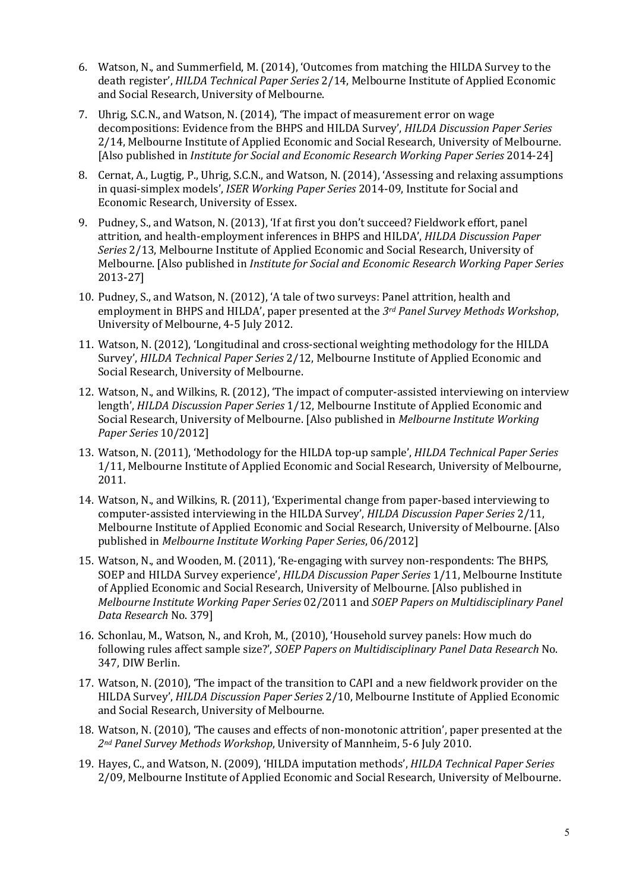6. Watson, N., and Summerfield, M. (2014), 'Outcomes from matching the HILDA Survey to the death register', *HILDA Technical Paper Series* 2/14, Melbourne Institute of Applied Economic and Social Research, University of Melbourne.

7. Uhrig, S.C.N., and Watson, N. (2014), 'The impact of measurement error on wage decompositions: Evidence from the BHPS and HILDA Survey', *HILDA Discussion Paper Series* 2/14, Melbourne Institute of Applied Economic and Social Research, University of Melbourne. [Also published in *Institute for Social and Economic Research Working Paper Series* 2014-24]

8. Cernat, A., Lugtig, P., Uhrig, S.C.N., and Watson, N. (2014), 'Assessing and relaxing assumptions in quasi-simplex models', *ISER Working Paper Series* 2014-09, Institute for Social and Economic Research, University of Essex.

9. Pudney, S., and Watson, N. (2013), 'If at first you don't succeed? Fieldwork effort, panel attrition, and health-employment inferences in BHPS and HILDA', *HILDA Discussion Paper Series* 2/13, Melbourne Institute of Applied Economic and Social Research, University of Melbourne. [Also published in *Institute for Social and Economic Research Working Paper Series* 2013-27]

10. Pudney, S., and Watson, N. (2012), 'A tale of two surveys: Panel attrition, health and employment in BHPS and HILDA', paper presented at the *3rd Panel Survey Methods Workshop*, University of Melbourne, 4-5 July 2012.

11. Watson, N. (2012), 'Longitudinal and cross-sectional weighting methodology for the HILDA Survey', *HILDA Technical Paper Series* 2/12, Melbourne Institute of Applied Economic and Social Research, University of Melbourne.

12. Watson, N., and Wilkins, R. (2012), 'The impact of computer-assisted interviewing on interview length', *HILDA Discussion Paper Series* 1/12, Melbourne Institute of Applied Economic and Social Research, University of Melbourne. [Also published in *Melbourne Institute Working Paper Series* 10/2012]

13. Watson, N. (2011), 'Methodology for the HILDA top-up sample', *HILDA Technical Paper Series* 1/11, Melbourne Institute of Applied Economic and Social Research, University of Melbourne, 2011.

14. Watson, N., and Wilkins, R. (2011), 'Experimental change from paper-based interviewing to computer-assisted interviewing in the HILDA Survey', *HILDA Discussion Paper Series* 2/11, Melbourne Institute of Applied Economic and Social Research, University of Melbourne. [Also published in *Melbourne Institute Working Paper Series*, 06/2012]

15. Watson, N., and Wooden, M. (2011), 'Re-engaging with survey non-respondents: The BHPS, SOEP and HILDA Survey experience', *HILDA Discussion Paper Series* 1/11, Melbourne Institute of Applied Economic and Social Research, University of Melbourne. [Also published in *Melbourne Institute Working Paper Series* 02/2011 and *SOEP Papers on Multidisciplinary Panel Data Research* No. 379]

16. Schonlau, M., Watson, N., and Kroh, M., (2010), 'Household survey panels: How much do following rules affect sample size?', *SOEP Papers on Multidisciplinary Panel Data Research* No. 347, DIW Berlin.

17. Watson, N. (2010), 'The impact of the transition to CAPI and a new fieldwork provider on the HILDA Survey', *HILDA Discussion Paper Series* 2/10, Melbourne Institute of Applied Economic and Social Research, University of Melbourne.

18. Watson, N. (2010), 'The causes and effects of non-monotonic attrition', paper presented at the *2nd Panel Survey Methods Workshop*, University of Mannheim, 5-6 July 2010.

19. Hayes, C., and Watson, N. (2009), 'HILDA imputation methods', *HILDA Technical Paper Series* 2/09, Melbourne Institute of Applied Economic and Social Research, University of Melbourne.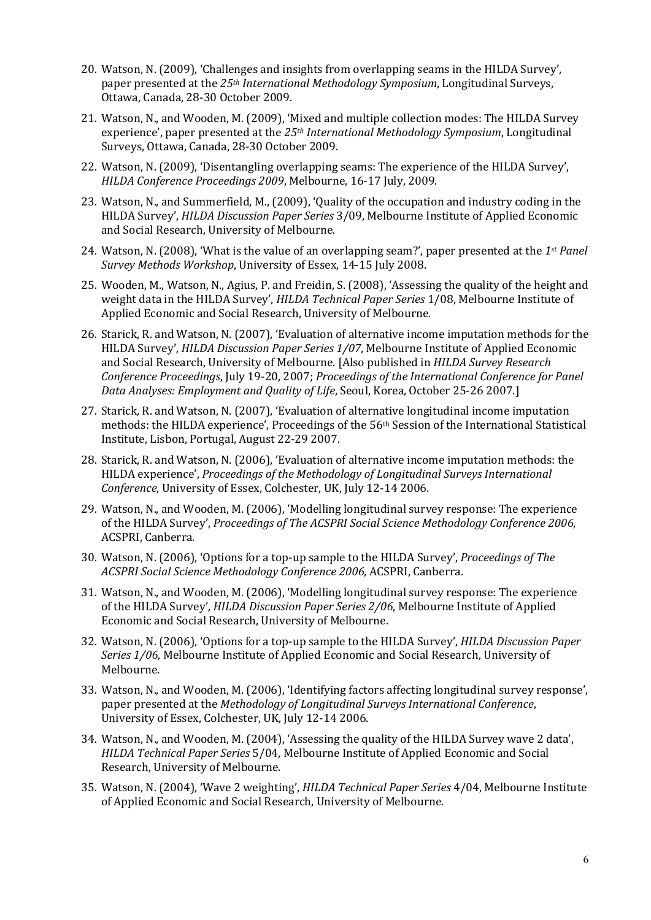20. Watson, N. (2009), 'Challenges and insights from overlapping seams in the HILDA Survey', paper presented at the *25th International Methodology Symposium*, Longitudinal Surveys, Ottawa, Canada, 28-30 October 2009.

21. Watson, N., and Wooden, M. (2009), 'Mixed and multiple collection modes: The HILDA Survey experience', paper presented at the *25th International Methodology Symposium*, Longitudinal Surveys, Ottawa, Canada, 28-30 October 2009.

22. Watson, N. (2009), 'Disentangling overlapping seams: The experience of the HILDA Survey', *HILDA Conference Proceedings 2009*, Melbourne, 16-17 July, 2009.

23. Watson, N., and Summerfield, M., (2009), 'Quality of the occupation and industry coding in the HILDA Survey', *HILDA Discussion Paper Series* 3/09, Melbourne Institute of Applied Economic and Social Research, University of Melbourne.

24. Watson, N. (2008), 'What is the value of an overlapping seam?', paper presented at the *1st Panel Survey Methods Workshop*, University of Essex, 14-15 July 2008.

25. Wooden, M., Watson, N., Agius, P. and Freidin, S. (2008), 'Assessing the quality of the height and weight data in the HILDA Survey', *HILDA Technical Paper Series* 1/08, Melbourne Institute of Applied Economic and Social Research, University of Melbourne.

26. Starick, R. and Watson, N. (2007), 'Evaluation of alternative income imputation methods for the HILDA Survey', *HILDA Discussion Paper Series 1/07*, Melbourne Institute of Applied Economic and Social Research, University of Melbourne. [Also published in *HILDA Survey Research Conference Proceedings*, July 19-20, 2007; *Proceedings of the International Conference for Panel Data Analyses: Employment and Quality of Life*, Seoul, Korea, October 25-26 2007.]

27. Starick, R. and Watson, N. (2007), 'Evaluation of alternative longitudinal income imputation methods: the HILDA experience', Proceedings of the 56th Session of the International Statistical Institute, Lisbon, Portugal, August 22-29 2007.

28. Starick, R. and Watson, N. (2006), 'Evaluation of alternative income imputation methods: the HILDA experience', *Proceedings of the Methodology of Longitudinal Surveys International Conference*, University of Essex, Colchester, UK, July 12-14 2006.

29. Watson, N., and Wooden, M. (2006), 'Modelling longitudinal survey response: The experience of the HILDA Survey', *Proceedings of The ACSPRI Social Science Methodology Conference 2006*, ACSPRI, Canberra.

30. Watson, N. (2006), 'Options for a top-up sample to the HILDA Survey', *Proceedings of The ACSPRI Social Science Methodology Conference 2006*, ACSPRI, Canberra.

31. Watson, N., and Wooden, M. (2006), 'Modelling longitudinal survey response: The experience of the HILDA Survey', *HILDA Discussion Paper Series 2/06*, Melbourne Institute of Applied Economic and Social Research, University of Melbourne.

32. Watson, N. (2006), 'Options for a top-up sample to the HILDA Survey', *HILDA Discussion Paper Series 1/06*, Melbourne Institute of Applied Economic and Social Research, University of Melbourne.

33. Watson, N., and Wooden, M. (2006), 'Identifying factors affecting longitudinal survey response', paper presented at the *Methodology of Longitudinal Surveys International Conference*, University of Essex, Colchester, UK, July 12-14 2006.

34. Watson, N., and Wooden, M. (2004), 'Assessing the quality of the HILDA Survey wave 2 data', *HILDA Technical Paper Series* 5/04, Melbourne Institute of Applied Economic and Social Research, University of Melbourne.

35. Watson, N. (2004), 'Wave 2 weighting', *HILDA Technical Paper Series* 4/04, Melbourne Institute of Applied Economic and Social Research, University of Melbourne.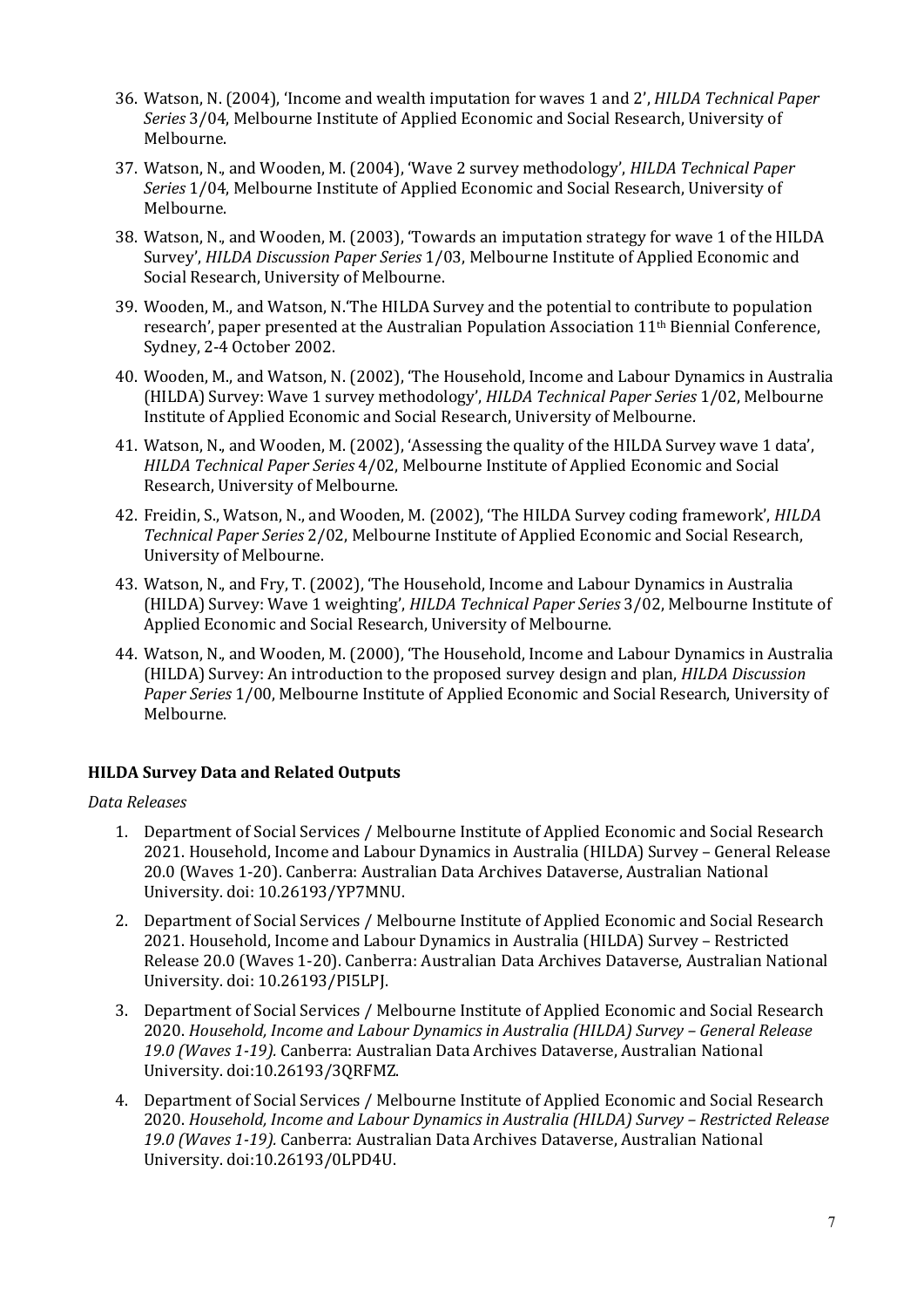36. Watson, N. (2004), 'Income and wealth imputation for waves 1 and 2', *HILDA Technical Paper Series* 3/04, Melbourne Institute of Applied Economic and Social Research, University of Melbourne.
37. Watson, N., and Wooden, M. (2004), 'Wave 2 survey methodology', *HILDA Technical Paper Series* 1/04, Melbourne Institute of Applied Economic and Social Research, University of Melbourne.
38. Watson, N., and Wooden, M. (2003), 'Towards an imputation strategy for wave 1 of the HILDA Survey', *HILDA Discussion Paper Series* 1/03, Melbourne Institute of Applied Economic and Social Research, University of Melbourne.
39. Wooden, M., and Watson, N.'The HILDA Survey and the potential to contribute to population research', paper presented at the Australian Population Association 11th Biennial Conference, Sydney, 2-4 October 2002.
40. Wooden, M., and Watson, N. (2002), 'The Household, Income and Labour Dynamics in Australia (HILDA) Survey: Wave 1 survey methodology', *HILDA Technical Paper Series* 1/02, Melbourne Institute of Applied Economic and Social Research, University of Melbourne.
41. Watson, N., and Wooden, M. (2002), 'Assessing the quality of the HILDA Survey wave 1 data', *HILDA Technical Paper Series* 4/02, Melbourne Institute of Applied Economic and Social Research, University of Melbourne.
42. Freidin, S., Watson, N., and Wooden, M. (2002), 'The HILDA Survey coding framework', *HILDA Technical Paper Series* 2/02, Melbourne Institute of Applied Economic and Social Research, University of Melbourne.
43. Watson, N., and Fry, T. (2002), 'The Household, Income and Labour Dynamics in Australia (HILDA) Survey: Wave 1 weighting', *HILDA Technical Paper Series* 3/02, Melbourne Institute of Applied Economic and Social Research, University of Melbourne.
44. Watson, N., and Wooden, M. (2000), 'The Household, Income and Labour Dynamics in Australia (HILDA) Survey: An introduction to the proposed survey design and plan, *HILDA Discussion Paper Series* 1/00, Melbourne Institute of Applied Economic and Social Research, University of Melbourne.

**HILDA Survey Data and Related Outputs**

*Data Releases*

1. Department of Social Services / Melbourne Institute of Applied Economic and Social Research 2021. Household, Income and Labour Dynamics in Australia (HILDA) Survey – General Release 20.0 (Waves 1-20). Canberra: Australian Data Archives Dataverse, Australian National University. doi: 10.26193/YP7MNU.
2. Department of Social Services / Melbourne Institute of Applied Economic and Social Research 2021. Household, Income and Labour Dynamics in Australia (HILDA) Survey – Restricted Release 20.0 (Waves 1-20). Canberra: Australian Data Archives Dataverse, Australian National University. doi: 10.26193/PI5LPJ.
3. Department of Social Services / Melbourne Institute of Applied Economic and Social Research 2020. *Household, Income and Labour Dynamics in Australia (HILDA) Survey – General Release 19.0 (Waves 1-19).* Canberra: Australian Data Archives Dataverse, Australian National University. doi:10.26193/3QRFMZ.
4. Department of Social Services / Melbourne Institute of Applied Economic and Social Research 2020. *Household, Income and Labour Dynamics in Australia (HILDA) Survey – Restricted Release 19.0 (Waves 1-19).* Canberra: Australian Data Archives Dataverse, Australian National University. doi:10.26193/0LPD4U.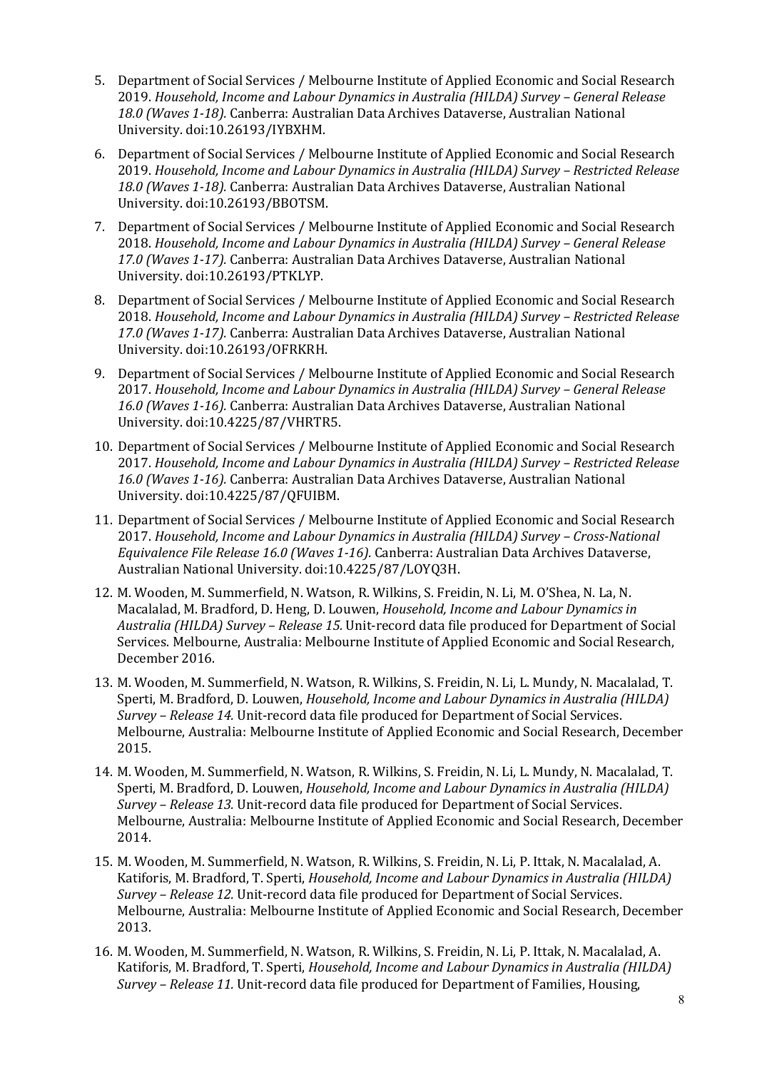5. Department of Social Services / Melbourne Institute of Applied Economic and Social Research 2019. *Household, Income and Labour Dynamics in Australia (HILDA) Survey – General Release 18.0 (Waves 1-18).* Canberra: Australian Data Archives Dataverse, Australian National University. doi:10.26193/IYBXHM.

6. Department of Social Services / Melbourne Institute of Applied Economic and Social Research 2019. *Household, Income and Labour Dynamics in Australia (HILDA) Survey – Restricted Release 18.0 (Waves 1-18).* Canberra: Australian Data Archives Dataverse, Australian National University. doi:10.26193/BBOTSM.

7. Department of Social Services / Melbourne Institute of Applied Economic and Social Research 2018. *Household, Income and Labour Dynamics in Australia (HILDA) Survey – General Release 17.0 (Waves 1-17).* Canberra: Australian Data Archives Dataverse, Australian National University. doi:10.26193/PTKLYP.

8. Department of Social Services / Melbourne Institute of Applied Economic and Social Research 2018. *Household, Income and Labour Dynamics in Australia (HILDA) Survey – Restricted Release 17.0 (Waves 1-17).* Canberra: Australian Data Archives Dataverse, Australian National University. doi:10.26193/OFRKRH.

9. Department of Social Services / Melbourne Institute of Applied Economic and Social Research 2017. *Household, Income and Labour Dynamics in Australia (HILDA) Survey – General Release 16.0 (Waves 1-16).* Canberra: Australian Data Archives Dataverse, Australian National University. doi:10.4225/87/VHRTR5.

10. Department of Social Services / Melbourne Institute of Applied Economic and Social Research 2017. *Household, Income and Labour Dynamics in Australia (HILDA) Survey – Restricted Release 16.0 (Waves 1-16).* Canberra: Australian Data Archives Dataverse, Australian National University. doi:10.4225/87/QFUIBM.

11. Department of Social Services / Melbourne Institute of Applied Economic and Social Research 2017. *Household, Income and Labour Dynamics in Australia (HILDA) Survey – Cross-National Equivalence File Release 16.0 (Waves 1-16).* Canberra: Australian Data Archives Dataverse, Australian National University. doi:10.4225/87/LOYQ3H.

12. M. Wooden, M. Summerfield, N. Watson, R. Wilkins, S. Freidin, N. Li, M. O'Shea, N. La, N. Macalalad, M. Bradford, D. Heng, D. Louwen, *Household, Income and Labour Dynamics in Australia (HILDA) Survey – Release 15.* Unit-record data file produced for Department of Social Services. Melbourne, Australia: Melbourne Institute of Applied Economic and Social Research, December 2016.

13. M. Wooden, M. Summerfield, N. Watson, R. Wilkins, S. Freidin, N. Li, L. Mundy, N. Macalalad, T. Sperti, M. Bradford, D. Louwen, *Household, Income and Labour Dynamics in Australia (HILDA) Survey – Release 14.* Unit-record data file produced for Department of Social Services. Melbourne, Australia: Melbourne Institute of Applied Economic and Social Research, December 2015.

14. M. Wooden, M. Summerfield, N. Watson, R. Wilkins, S. Freidin, N. Li, L. Mundy, N. Macalalad, T. Sperti, M. Bradford, D. Louwen, *Household, Income and Labour Dynamics in Australia (HILDA) Survey – Release 13.* Unit-record data file produced for Department of Social Services. Melbourne, Australia: Melbourne Institute of Applied Economic and Social Research, December 2014.

15. M. Wooden, M. Summerfield, N. Watson, R. Wilkins, S. Freidin, N. Li, P. Ittak, N. Macalalad, A. Katiforis, M. Bradford, T. Sperti, *Household, Income and Labour Dynamics in Australia (HILDA) Survey – Release 12.* Unit-record data file produced for Department of Social Services. Melbourne, Australia: Melbourne Institute of Applied Economic and Social Research, December 2013.

16. M. Wooden, M. Summerfield, N. Watson, R. Wilkins, S. Freidin, N. Li, P. Ittak, N. Macalalad, A. Katiforis, M. Bradford, T. Sperti, *Household, Income and Labour Dynamics in Australia (HILDA) Survey – Release 11.* Unit-record data file produced for Department of Families, Housing,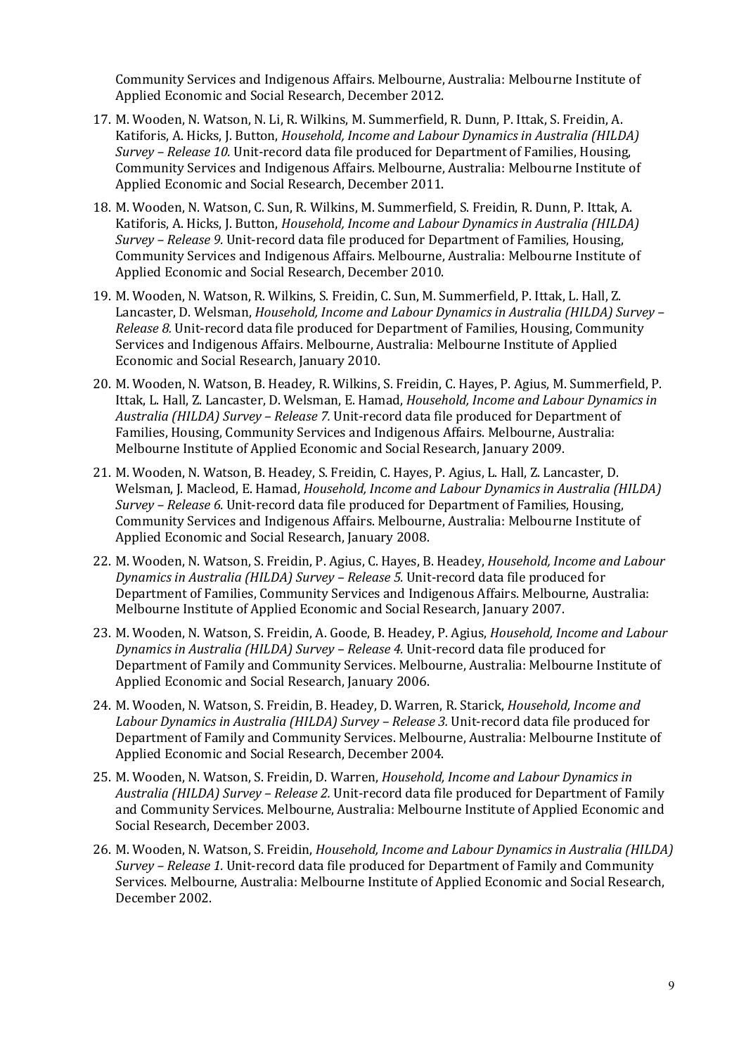Community Services and Indigenous Affairs. Melbourne, Australia: Melbourne Institute of Applied Economic and Social Research, December 2012.

17. M. Wooden, N. Watson, N. Li, R. Wilkins, M. Summerfield, R. Dunn, P. Ittak, S. Freidin, A. Katiforis, A. Hicks, J. Button, *Household, Income and Labour Dynamics in Australia (HILDA) Survey – Release 10.* Unit-record data file produced for Department of Families, Housing, Community Services and Indigenous Affairs. Melbourne, Australia: Melbourne Institute of Applied Economic and Social Research, December 2011.
18. M. Wooden, N. Watson, C. Sun, R. Wilkins, M. Summerfield, S. Freidin, R. Dunn, P. Ittak, A. Katiforis, A. Hicks, J. Button, *Household, Income and Labour Dynamics in Australia (HILDA) Survey – Release 9.* Unit-record data file produced for Department of Families, Housing, Community Services and Indigenous Affairs. Melbourne, Australia: Melbourne Institute of Applied Economic and Social Research, December 2010.
19. M. Wooden, N. Watson, R. Wilkins, S. Freidin, C. Sun, M. Summerfield, P. Ittak, L. Hall, Z. Lancaster, D. Welsman, *Household, Income and Labour Dynamics in Australia (HILDA) Survey – Release 8.* Unit-record data file produced for Department of Families, Housing, Community Services and Indigenous Affairs. Melbourne, Australia: Melbourne Institute of Applied Economic and Social Research, January 2010.
20. M. Wooden, N. Watson, B. Headey, R. Wilkins, S. Freidin, C. Hayes, P. Agius, M. Summerfield, P. Ittak, L. Hall, Z. Lancaster, D. Welsman, E. Hamad, *Household, Income and Labour Dynamics in Australia (HILDA) Survey – Release 7.* Unit-record data file produced for Department of Families, Housing, Community Services and Indigenous Affairs. Melbourne, Australia: Melbourne Institute of Applied Economic and Social Research, January 2009.
21. M. Wooden, N. Watson, B. Headey, S. Freidin, C. Hayes, P. Agius, L. Hall, Z. Lancaster, D. Welsman, J. Macleod, E. Hamad, *Household, Income and Labour Dynamics in Australia (HILDA) Survey – Release 6.* Unit-record data file produced for Department of Families, Housing, Community Services and Indigenous Affairs. Melbourne, Australia: Melbourne Institute of Applied Economic and Social Research, January 2008.
22. M. Wooden, N. Watson, S. Freidin, P. Agius, C. Hayes, B. Headey, *Household, Income and Labour Dynamics in Australia (HILDA) Survey – Release 5.* Unit-record data file produced for Department of Families, Community Services and Indigenous Affairs. Melbourne, Australia: Melbourne Institute of Applied Economic and Social Research, January 2007.
23. M. Wooden, N. Watson, S. Freidin, A. Goode, B. Headey, P. Agius, *Household, Income and Labour Dynamics in Australia (HILDA) Survey – Release 4.* Unit-record data file produced for Department of Family and Community Services. Melbourne, Australia: Melbourne Institute of Applied Economic and Social Research, January 2006.
24. M. Wooden, N. Watson, S. Freidin, B. Headey, D. Warren, R. Starick, *Household, Income and Labour Dynamics in Australia (HILDA) Survey – Release 3.* Unit-record data file produced for Department of Family and Community Services. Melbourne, Australia: Melbourne Institute of Applied Economic and Social Research, December 2004.
25. M. Wooden, N. Watson, S. Freidin, D. Warren, *Household, Income and Labour Dynamics in Australia (HILDA) Survey – Release 2.* Unit-record data file produced for Department of Family and Community Services. Melbourne, Australia: Melbourne Institute of Applied Economic and Social Research, December 2003.
26. M. Wooden, N. Watson, S. Freidin, *Household, Income and Labour Dynamics in Australia (HILDA) Survey – Release 1.* Unit-record data file produced for Department of Family and Community Services. Melbourne, Australia: Melbourne Institute of Applied Economic and Social Research, December 2002.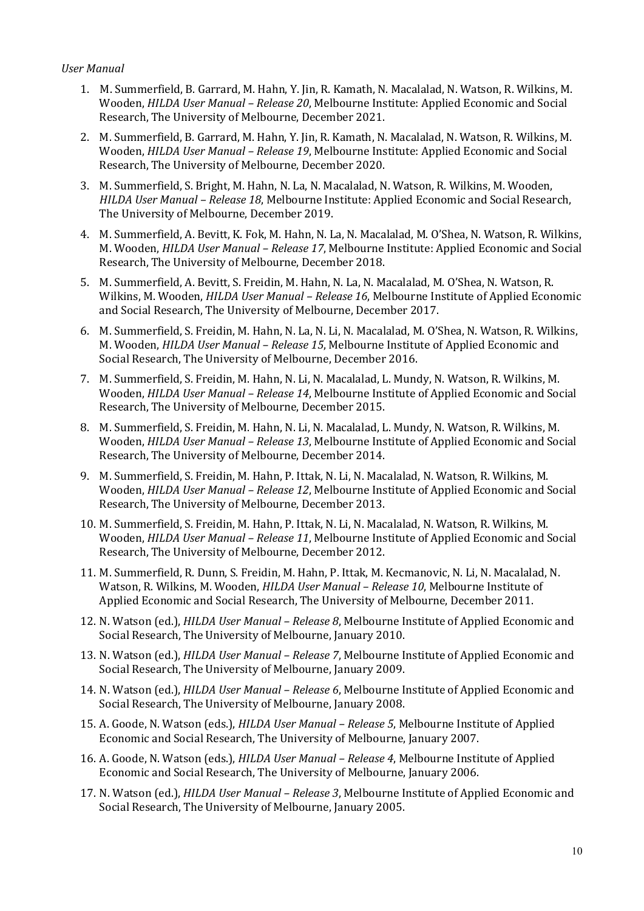*User Manual*

1. M. Summerfield, B. Garrard, M. Hahn, Y. Jin, R. Kamath, N. Macalalad, N. Watson, R. Wilkins, M. Wooden, *HILDA User Manual – Release 20*, Melbourne Institute: Applied Economic and Social Research, The University of Melbourne, December 2021.
2. M. Summerfield, B. Garrard, M. Hahn, Y. Jin, R. Kamath, N. Macalalad, N. Watson, R. Wilkins, M. Wooden, *HILDA User Manual – Release 19*, Melbourne Institute: Applied Economic and Social Research, The University of Melbourne, December 2020.
3. M. Summerfield, S. Bright, M. Hahn, N. La, N. Macalalad, N. Watson, R. Wilkins, M. Wooden, *HILDA User Manual – Release 18*, Melbourne Institute: Applied Economic and Social Research, The University of Melbourne, December 2019.
4. M. Summerfield, A. Bevitt, K. Fok, M. Hahn, N. La, N. Macalalad, M. O'Shea, N. Watson, R. Wilkins, M. Wooden, *HILDA User Manual – Release 17*, Melbourne Institute: Applied Economic and Social Research, The University of Melbourne, December 2018.
5. M. Summerfield, A. Bevitt, S. Freidin, M. Hahn, N. La, N. Macalalad, M. O'Shea, N. Watson, R. Wilkins, M. Wooden, *HILDA User Manual – Release 16*, Melbourne Institute of Applied Economic and Social Research, The University of Melbourne, December 2017.
6. M. Summerfield, S. Freidin, M. Hahn, N. La, N. Li, N. Macalalad, M. O'Shea, N. Watson, R. Wilkins, M. Wooden, *HILDA User Manual – Release 15*, Melbourne Institute of Applied Economic and Social Research, The University of Melbourne, December 2016.
7. M. Summerfield, S. Freidin, M. Hahn, N. Li, N. Macalalad, L. Mundy, N. Watson, R. Wilkins, M. Wooden, *HILDA User Manual – Release 14*, Melbourne Institute of Applied Economic and Social Research, The University of Melbourne, December 2015.
8. M. Summerfield, S. Freidin, M. Hahn, N. Li, N. Macalalad, L. Mundy, N. Watson, R. Wilkins, M. Wooden, *HILDA User Manual – Release 13*, Melbourne Institute of Applied Economic and Social Research, The University of Melbourne, December 2014.
9. M. Summerfield, S. Freidin, M. Hahn, P. Ittak, N. Li, N. Macalalad, N. Watson, R. Wilkins, M. Wooden, *HILDA User Manual – Release 12*, Melbourne Institute of Applied Economic and Social Research, The University of Melbourne, December 2013.
10. M. Summerfield, S. Freidin, M. Hahn, P. Ittak, N. Li, N. Macalalad, N. Watson, R. Wilkins, M. Wooden, *HILDA User Manual – Release 11*, Melbourne Institute of Applied Economic and Social Research, The University of Melbourne, December 2012.
11. M. Summerfield, R. Dunn, S. Freidin, M. Hahn, P. Ittak, M. Kecmanovic, N. Li, N. Macalalad, N. Watson, R. Wilkins, M. Wooden, *HILDA User Manual – Release 10*, Melbourne Institute of Applied Economic and Social Research, The University of Melbourne, December 2011.
12. N. Watson (ed.), *HILDA User Manual – Release 8*, Melbourne Institute of Applied Economic and Social Research, The University of Melbourne, January 2010.
13. N. Watson (ed.), *HILDA User Manual – Release 7*, Melbourne Institute of Applied Economic and Social Research, The University of Melbourne, January 2009.
14. N. Watson (ed.), *HILDA User Manual – Release 6*, Melbourne Institute of Applied Economic and Social Research, The University of Melbourne, January 2008.
15. A. Goode, N. Watson (eds.), *HILDA User Manual – Release 5*, Melbourne Institute of Applied Economic and Social Research, The University of Melbourne, January 2007.
16. A. Goode, N. Watson (eds.), *HILDA User Manual – Release 4*, Melbourne Institute of Applied Economic and Social Research, The University of Melbourne, January 2006.
17. N. Watson (ed.), *HILDA User Manual – Release 3*, Melbourne Institute of Applied Economic and Social Research, The University of Melbourne, January 2005.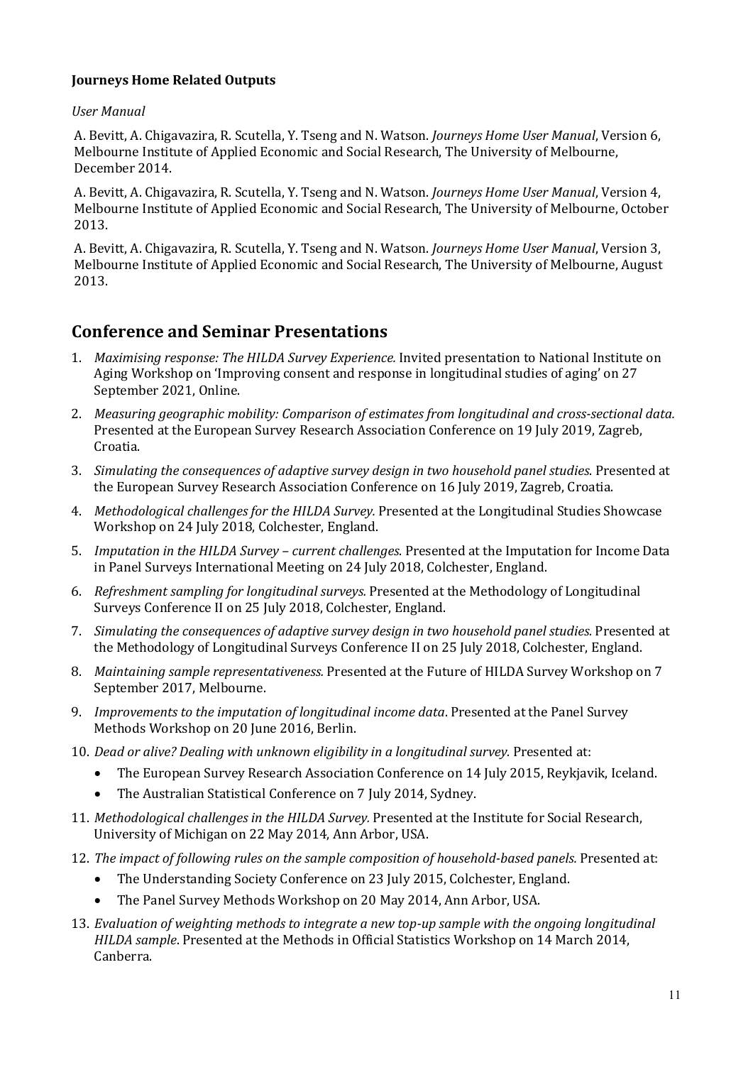**Journeys Home Related Outputs**

*User Manual*

A. Bevitt, A. Chigavazira, R. Scutella, Y. Tseng and N. Watson. *Journeys Home User Manual*, Version 6, Melbourne Institute of Applied Economic and Social Research, The University of Melbourne, December 2014.

A. Bevitt, A. Chigavazira, R. Scutella, Y. Tseng and N. Watson. *Journeys Home User Manual*, Version 4, Melbourne Institute of Applied Economic and Social Research, The University of Melbourne, October 2013.

A. Bevitt, A. Chigavazira, R. Scutella, Y. Tseng and N. Watson. *Journeys Home User Manual*, Version 3, Melbourne Institute of Applied Economic and Social Research, The University of Melbourne, August 2013.

## Conference and Seminar Presentations

1. *Maximising response: The HILDA Survey Experience.* Invited presentation to National Institute on Aging Workshop on 'Improving consent and response in longitudinal studies of aging' on 27 September 2021, Online.
2. *Measuring geographic mobility: Comparison of estimates from longitudinal and cross-sectional data.* Presented at the European Survey Research Association Conference on 19 July 2019, Zagreb, Croatia.
3. *Simulating the consequences of adaptive survey design in two household panel studies.* Presented at the European Survey Research Association Conference on 16 July 2019, Zagreb, Croatia.
4. *Methodological challenges for the HILDA Survey.* Presented at the Longitudinal Studies Showcase Workshop on 24 July 2018, Colchester, England.
5. *Imputation in the HILDA Survey – current challenges.* Presented at the Imputation for Income Data in Panel Surveys International Meeting on 24 July 2018, Colchester, England.
6. *Refreshment sampling for longitudinal surveys.* Presented at the Methodology of Longitudinal Surveys Conference II on 25 July 2018, Colchester, England.
7. *Simulating the consequences of adaptive survey design in two household panel studies.* Presented at the Methodology of Longitudinal Surveys Conference II on 25 July 2018, Colchester, England.
8. *Maintaining sample representativeness.* Presented at the Future of HILDA Survey Workshop on 7 September 2017, Melbourne.
9. *Improvements to the imputation of longitudinal income data.* Presented at the Panel Survey Methods Workshop on 20 June 2016, Berlin.
10. *Dead or alive? Dealing with unknown eligibility in a longitudinal survey.* Presented at:
    - The European Survey Research Association Conference on 14 July 2015, Reykjavik, Iceland.
    - The Australian Statistical Conference on 7 July 2014, Sydney.
11. *Methodological challenges in the HILDA Survey.* Presented at the Institute for Social Research, University of Michigan on 22 May 2014, Ann Arbor, USA.
12. *The impact of following rules on the sample composition of household-based panels.* Presented at:
    - The Understanding Society Conference on 23 July 2015, Colchester, England.
    - The Panel Survey Methods Workshop on 20 May 2014, Ann Arbor, USA.
13. *Evaluation of weighting methods to integrate a new top-up sample with the ongoing longitudinal HILDA sample.* Presented at the Methods in Official Statistics Workshop on 14 March 2014, Canberra.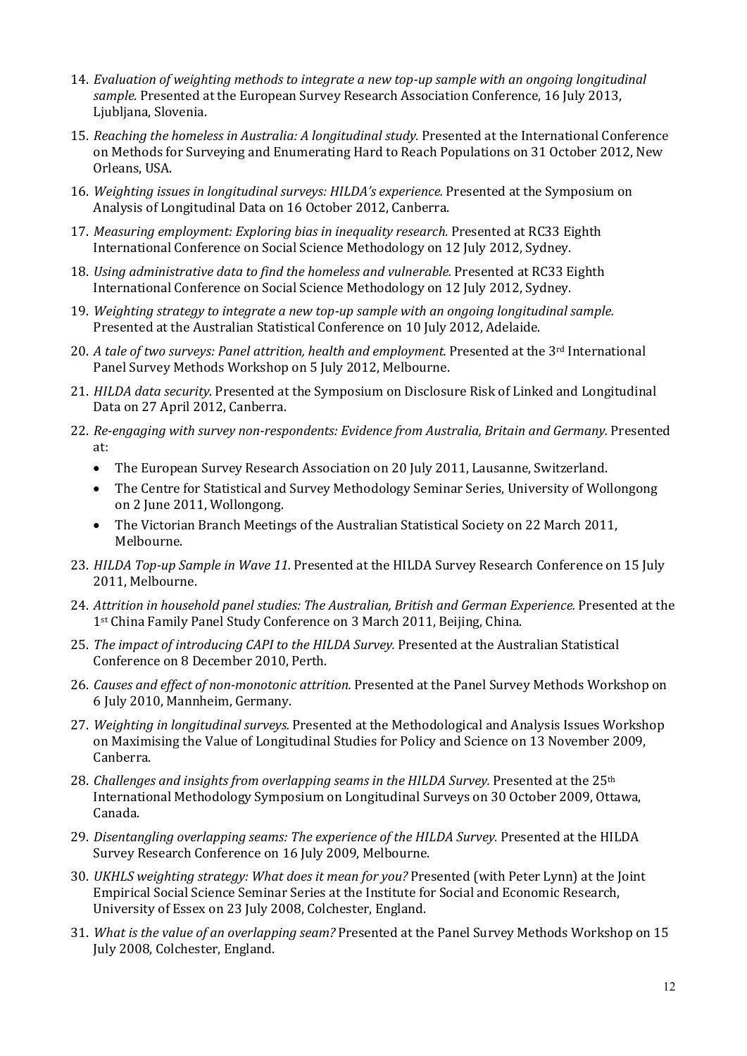14. *Evaluation of weighting methods to integrate a new top-up sample with an ongoing longitudinal sample.* Presented at the European Survey Research Association Conference, 16 July 2013, Ljubljana, Slovenia.
15. *Reaching the homeless in Australia: A longitudinal study.* Presented at the International Conference on Methods for Surveying and Enumerating Hard to Reach Populations on 31 October 2012, New Orleans, USA.
16. *Weighting issues in longitudinal surveys: HILDA's experience.* Presented at the Symposium on Analysis of Longitudinal Data on 16 October 2012, Canberra.
17. *Measuring employment: Exploring bias in inequality research.* Presented at RC33 Eighth International Conference on Social Science Methodology on 12 July 2012, Sydney.
18. *Using administrative data to find the homeless and vulnerable.* Presented at RC33 Eighth International Conference on Social Science Methodology on 12 July 2012, Sydney.
19. *Weighting strategy to integrate a new top-up sample with an ongoing longitudinal sample.* Presented at the Australian Statistical Conference on 10 July 2012, Adelaide.
20. *A tale of two surveys: Panel attrition, health and employment.* Presented at the 3rd International Panel Survey Methods Workshop on 5 July 2012, Melbourne.
21. *HILDA data security.* Presented at the Symposium on Disclosure Risk of Linked and Longitudinal Data on 27 April 2012, Canberra.
22. *Re-engaging with survey non-respondents: Evidence from Australia, Britain and Germany.* Presented at:
    - The European Survey Research Association on 20 July 2011, Lausanne, Switzerland.
    - The Centre for Statistical and Survey Methodology Seminar Series, University of Wollongong on 2 June 2011, Wollongong.
    - The Victorian Branch Meetings of the Australian Statistical Society on 22 March 2011, Melbourne.
23. *HILDA Top-up Sample in Wave 11.* Presented at the HILDA Survey Research Conference on 15 July 2011, Melbourne.
24. *Attrition in household panel studies: The Australian, British and German Experience.* Presented at the 1st China Family Panel Study Conference on 3 March 2011, Beijing, China.
25. *The impact of introducing CAPI to the HILDA Survey.* Presented at the Australian Statistical Conference on 8 December 2010, Perth.
26. *Causes and effect of non-monotonic attrition.* Presented at the Panel Survey Methods Workshop on 6 July 2010, Mannheim, Germany.
27. *Weighting in longitudinal surveys.* Presented at the Methodological and Analysis Issues Workshop on Maximising the Value of Longitudinal Studies for Policy and Science on 13 November 2009, Canberra.
28. *Challenges and insights from overlapping seams in the HILDA Survey.* Presented at the 25th International Methodology Symposium on Longitudinal Surveys on 30 October 2009, Ottawa, Canada.
29. *Disentangling overlapping seams: The experience of the HILDA Survey.* Presented at the HILDA Survey Research Conference on 16 July 2009, Melbourne.
30. *UKHLS weighting strategy: What does it mean for you?* Presented (with Peter Lynn) at the Joint Empirical Social Science Seminar Series at the Institute for Social and Economic Research, University of Essex on 23 July 2008, Colchester, England.
31. *What is the value of an overlapping seam?* Presented at the Panel Survey Methods Workshop on 15 July 2008, Colchester, England.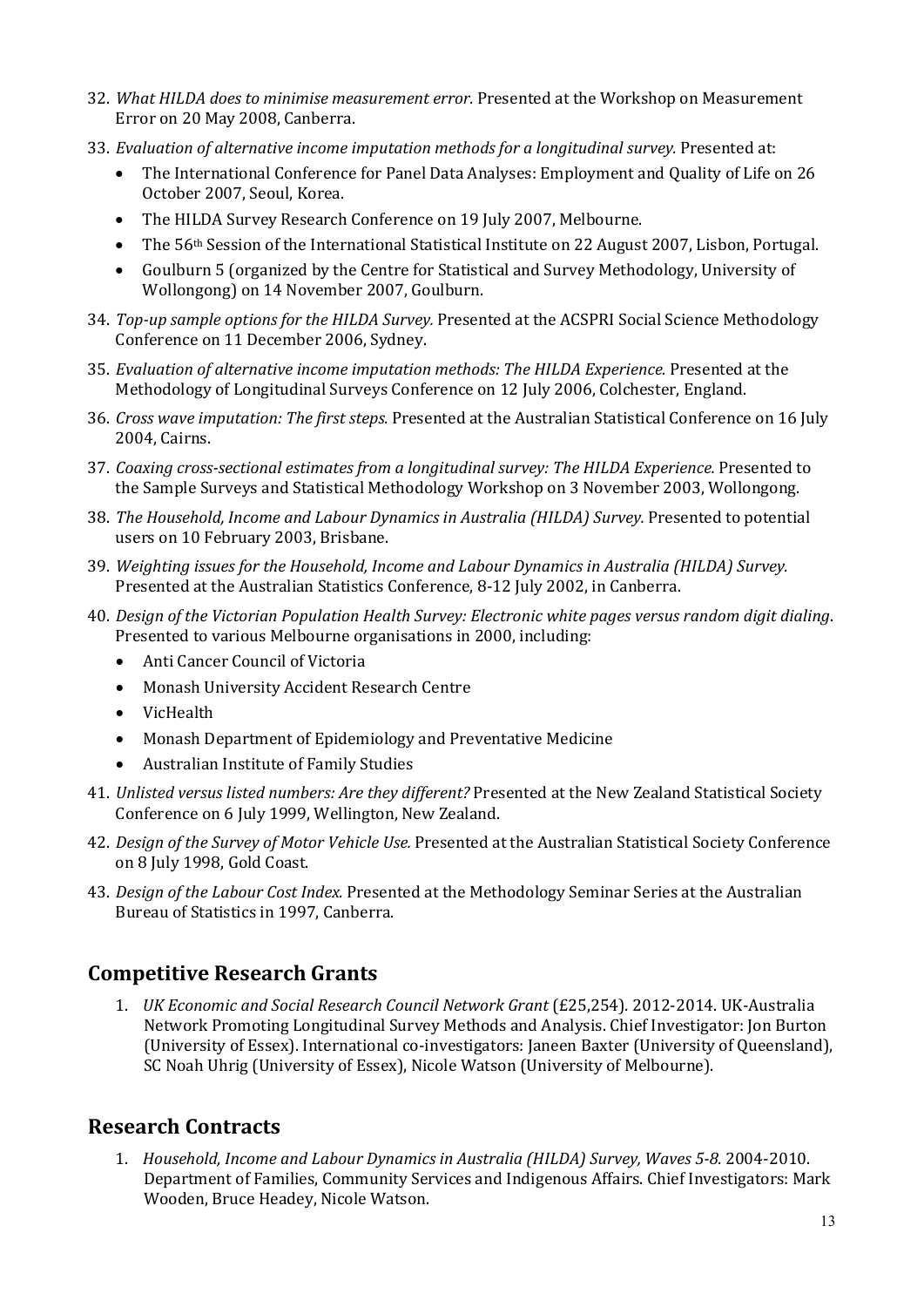32. *What HILDA does to minimise measurement error.* Presented at the Workshop on Measurement Error on 20 May 2008, Canberra.
33. *Evaluation of alternative income imputation methods for a longitudinal survey.* Presented at:
    - The International Conference for Panel Data Analyses: Employment and Quality of Life on 26 October 2007, Seoul, Korea.
    - The HILDA Survey Research Conference on 19 July 2007, Melbourne.
    - The 56th Session of the International Statistical Institute on 22 August 2007, Lisbon, Portugal.
    - Goulburn 5 (organized by the Centre for Statistical and Survey Methodology, University of Wollongong) on 14 November 2007, Goulburn.
34. *Top-up sample options for the HILDA Survey.* Presented at the ACSPRI Social Science Methodology Conference on 11 December 2006, Sydney.
35. *Evaluation of alternative income imputation methods: The HILDA Experience.* Presented at the Methodology of Longitudinal Surveys Conference on 12 July 2006, Colchester, England.
36. *Cross wave imputation: The first steps.* Presented at the Australian Statistical Conference on 16 July 2004, Cairns.
37. *Coaxing cross-sectional estimates from a longitudinal survey: The HILDA Experience.* Presented to the Sample Surveys and Statistical Methodology Workshop on 3 November 2003, Wollongong.
38. *The Household, Income and Labour Dynamics in Australia (HILDA) Survey.* Presented to potential users on 10 February 2003, Brisbane.
39. *Weighting issues for the Household, Income and Labour Dynamics in Australia (HILDA) Survey.* Presented at the Australian Statistics Conference, 8-12 July 2002, in Canberra.
40. *Design of the Victorian Population Health Survey: Electronic white pages versus random digit dialing.* Presented to various Melbourne organisations in 2000, including:
    - Anti Cancer Council of Victoria
    - Monash University Accident Research Centre
    - VicHealth
    - Monash Department of Epidemiology and Preventative Medicine
    - Australian Institute of Family Studies
41. *Unlisted versus listed numbers: Are they different?* Presented at the New Zealand Statistical Society Conference on 6 July 1999, Wellington, New Zealand.
42. *Design of the Survey of Motor Vehicle Use.* Presented at the Australian Statistical Society Conference on 8 July 1998, Gold Coast.
43. *Design of the Labour Cost Index.* Presented at the Methodology Seminar Series at the Australian Bureau of Statistics in 1997, Canberra.

## Competitive Research Grants

1. *UK Economic and Social Research Council Network Grant* (£25,254). 2012-2014. UK-Australia Network Promoting Longitudinal Survey Methods and Analysis. Chief Investigator: Jon Burton (University of Essex). International co-investigators: Janeen Baxter (University of Queensland), SC Noah Uhrig (University of Essex), Nicole Watson (University of Melbourne).

## Research Contracts

1. *Household, Income and Labour Dynamics in Australia (HILDA) Survey, Waves 5-8.* 2004-2010. Department of Families, Community Services and Indigenous Affairs. Chief Investigators: Mark Wooden, Bruce Headey, Nicole Watson.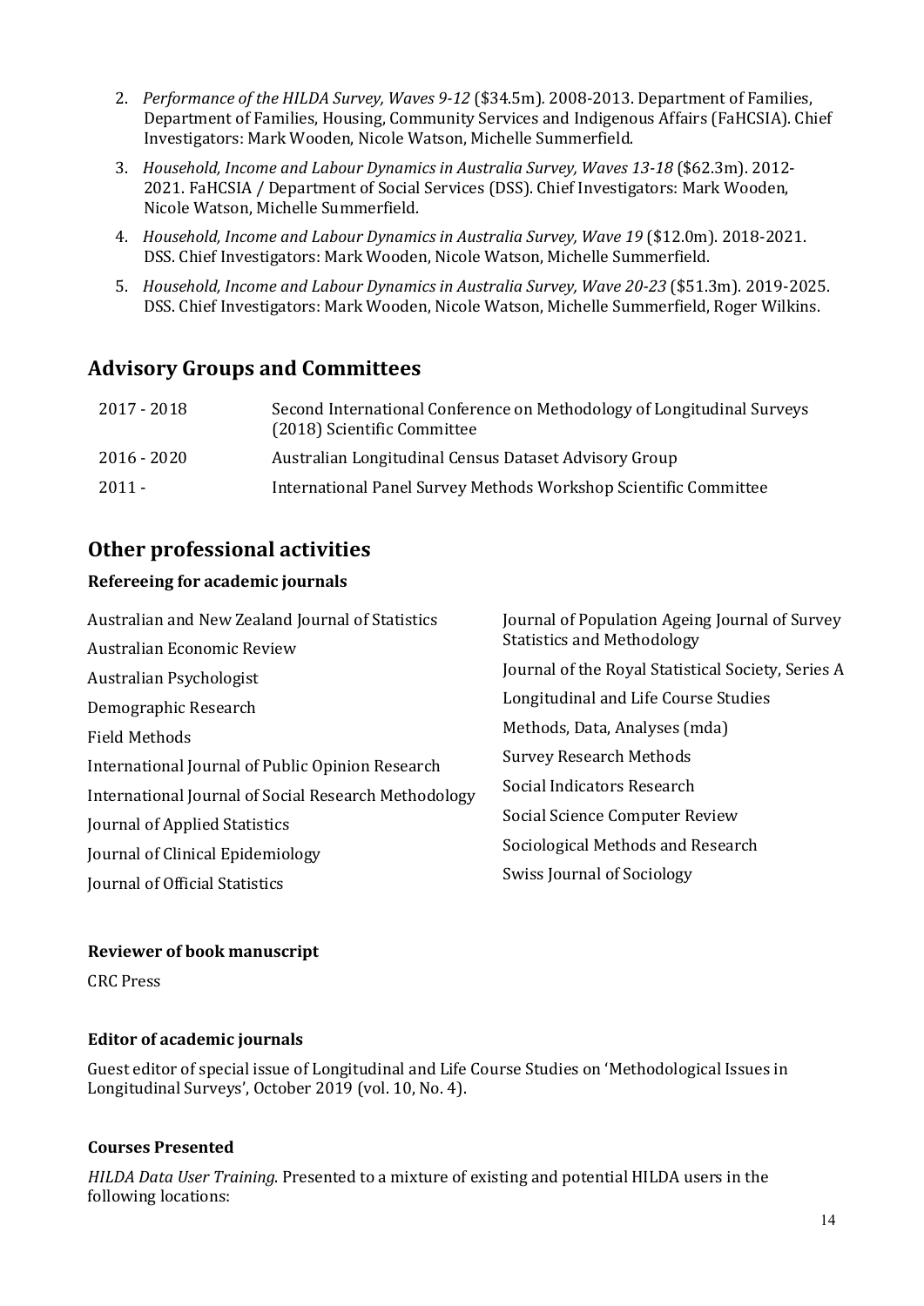2. *Performance of the HILDA Survey, Waves 9-12* ($34.5m). 2008-2013. Department of Families, Department of Families, Housing, Community Services and Indigenous Affairs (FaHCSIA). Chief Investigators: Mark Wooden, Nicole Watson, Michelle Summerfield.
3. *Household, Income and Labour Dynamics in Australia Survey, Waves 13-18* ($62.3m). 2012-2021. FaHCSIA / Department of Social Services (DSS). Chief Investigators: Mark Wooden, Nicole Watson, Michelle Summerfield.
4. *Household, Income and Labour Dynamics in Australia Survey, Wave 19* ($12.0m). 2018-2021. DSS. Chief Investigators: Mark Wooden, Nicole Watson, Michelle Summerfield.
5. *Household, Income and Labour Dynamics in Australia Survey, Wave 20-23* ($51.3m). 2019-2025. DSS. Chief Investigators: Mark Wooden, Nicole Watson, Michelle Summerfield, Roger Wilkins.

## Advisory Groups and Committees

| | |
|---|---|
| 2017 - 2018 | Second International Conference on Methodology of Longitudinal Surveys (2018) Scientific Committee |
| 2016 - 2020 | Australian Longitudinal Census Dataset Advisory Group |
| 2011 - | International Panel Survey Methods Workshop Scientific Committee |

## Other professional activities

### Refereeing for academic journals

Australian and New Zealand Journal of Statistics
Australian Economic Review
Australian Psychologist
Demographic Research
Field Methods
International Journal of Public Opinion Research
International Journal of Social Research Methodology
Journal of Applied Statistics
Journal of Clinical Epidemiology
Journal of Official Statistics
Journal of Population Ageing Journal of Survey Statistics and Methodology
Journal of the Royal Statistical Society, Series A
Longitudinal and Life Course Studies
Methods, Data, Analyses (mda)
Survey Research Methods
Social Indicators Research
Social Science Computer Review
Sociological Methods and Research
Swiss Journal of Sociology

### Reviewer of book manuscript

CRC Press

### Editor of academic journals

Guest editor of special issue of Longitudinal and Life Course Studies on 'Methodological Issues in Longitudinal Surveys', October 2019 (vol. 10, No. 4).

### Courses Presented

*HILDA Data User Training*. Presented to a mixture of existing and potential HILDA users in the following locations: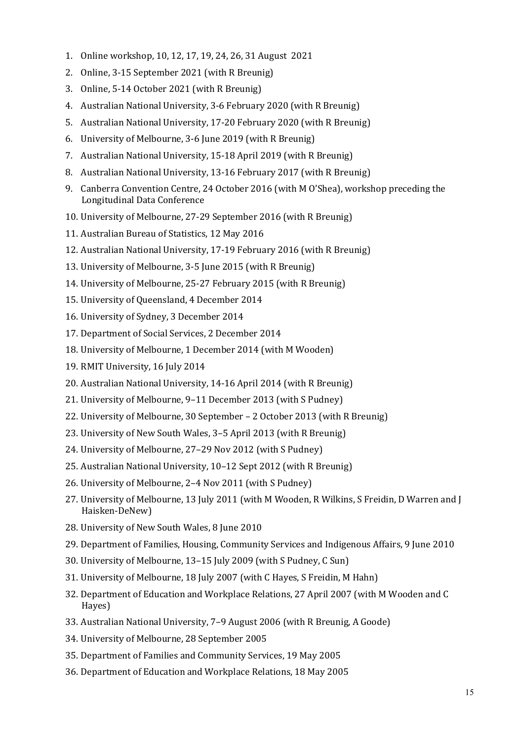1. Online workshop, 10, 12, 17, 19, 24, 26, 31 August 2021
2. Online, 3-15 September 2021 (with R Breunig)
3. Online, 5-14 October 2021 (with R Breunig)
4. Australian National University, 3-6 February 2020 (with R Breunig)
5. Australian National University, 17-20 February 2020 (with R Breunig)
6. University of Melbourne, 3-6 June 2019 (with R Breunig)
7. Australian National University, 15-18 April 2019 (with R Breunig)
8. Australian National University, 13-16 February 2017 (with R Breunig)
9. Canberra Convention Centre, 24 October 2016 (with M O'Shea), workshop preceding the Longitudinal Data Conference
10. University of Melbourne, 27-29 September 2016 (with R Breunig)
11. Australian Bureau of Statistics, 12 May 2016
12. Australian National University, 17-19 February 2016 (with R Breunig)
13. University of Melbourne, 3-5 June 2015 (with R Breunig)
14. University of Melbourne, 25-27 February 2015 (with R Breunig)
15. University of Queensland, 4 December 2014
16. University of Sydney, 3 December 2014
17. Department of Social Services, 2 December 2014
18. University of Melbourne, 1 December 2014 (with M Wooden)
19. RMIT University, 16 July 2014
20. Australian National University, 14-16 April 2014 (with R Breunig)
21. University of Melbourne, 9–11 December 2013 (with S Pudney)
22. University of Melbourne, 30 September – 2 October 2013 (with R Breunig)
23. University of New South Wales, 3–5 April 2013 (with R Breunig)
24. University of Melbourne, 27–29 Nov 2012 (with S Pudney)
25. Australian National University, 10–12 Sept 2012 (with R Breunig)
26. University of Melbourne, 2–4 Nov 2011 (with S Pudney)
27. University of Melbourne, 13 July 2011 (with M Wooden, R Wilkins, S Freidin, D Warren and J Haisken-DeNew)
28. University of New South Wales, 8 June 2010
29. Department of Families, Housing, Community Services and Indigenous Affairs, 9 June 2010
30. University of Melbourne, 13–15 July 2009 (with S Pudney, C Sun)
31. University of Melbourne, 18 July 2007 (with C Hayes, S Freidin, M Hahn)
32. Department of Education and Workplace Relations, 27 April 2007 (with M Wooden and C Hayes)
33. Australian National University, 7–9 August 2006 (with R Breunig, A Goode)
34. University of Melbourne, 28 September 2005
35. Department of Families and Community Services, 19 May 2005
36. Department of Education and Workplace Relations, 18 May 2005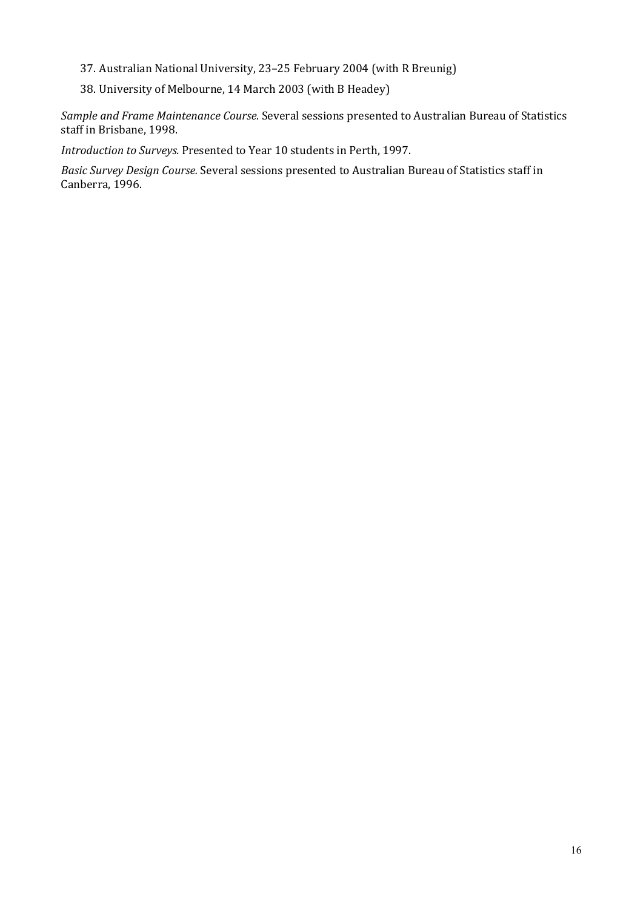37. Australian National University, 23–25 February 2004 (with R Breunig)

38. University of Melbourne, 14 March 2003 (with B Headey)

*Sample and Frame Maintenance Course.* Several sessions presented to Australian Bureau of Statistics staff in Brisbane, 1998.

*Introduction to Surveys.* Presented to Year 10 students in Perth, 1997.

*Basic Survey Design Course.* Several sessions presented to Australian Bureau of Statistics staff in Canberra, 1996.